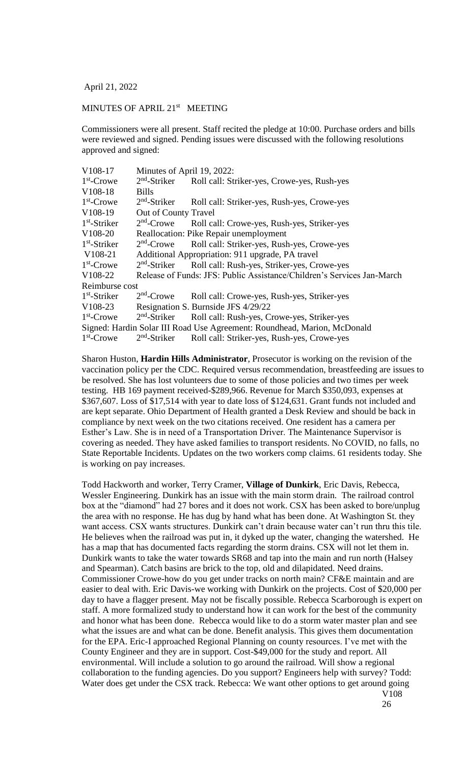April 21, 2022

MINUTES OF APRIL 21st MEETING

Commissioners were all present. Staff recited the pledge at 10:00. Purchase orders and bills were reviewed and signed. Pending issues were discussed with the following resolutions approved and signed:

| | | |
|---|---|---|
| V108-17 | Minutes of April 19, 2022: | |
| 1st-Crowe | 2nd-Striker | Roll call: Striker-yes, Crowe-yes, Rush-yes |
| V108-18 | Bills | |
| 1st-Crowe | 2nd-Striker | Roll call: Striker-yes, Rush-yes, Crowe-yes |
| V108-19 | Out of County Travel | |
| 1st-Striker | 2nd-Crowe | Roll call: Crowe-yes, Rush-yes, Striker-yes |
| V108-20 | Reallocation: Pike Repair unemployment | |
| 1st-Striker | 2nd-Crowe | Roll call: Striker-yes, Rush-yes, Crowe-yes |
| V108-21 | Additional Appropriation: 911 upgrade, PA travel | |
| 1st-Crowe | 2nd-Striker | Roll call: Rush-yes, Striker-yes, Crowe-yes |
| V108-22 | Release of Funds: JFS: Public Assistance/Children's Services Jan-March | |
| Reimburse cost | | |
| 1st-Striker | 2nd-Crowe | Roll call: Crowe-yes, Rush-yes, Striker-yes |
| V108-23 | Resignation S. Burnside JFS 4/29/22 | |
| 1st-Crowe | 2nd-Striker | Roll call: Rush-yes, Crowe-yes, Striker-yes |
| Signed: Hardin Solar III Road Use Agreement: Roundhead, Marion, McDonald | | |
| 1st-Crowe | 2nd-Striker | Roll call: Striker-yes, Rush-yes, Crowe-yes |

Sharon Huston, **Hardin Hills Administrator**, Prosecutor is working on the revision of the vaccination policy per the CDC. Required versus recommendation, breastfeeding are issues to be resolved. She has lost volunteers due to some of those policies and two times per week testing. HB 169 payment received-$289,966. Revenue for March $350,093, expenses at $367,607. Loss of $17,514 with year to date loss of $124,631. Grant funds not included and are kept separate. Ohio Department of Health granted a Desk Review and should be back in compliance by next week on the two citations received. One resident has a camera per Esther's Law. She is in need of a Transportation Driver. The Maintenance Supervisor is covering as needed. They have asked families to transport residents. No COVID, no falls, no State Reportable Incidents. Updates on the two workers comp claims. 61 residents today. She is working on pay increases.

Todd Hackworth and worker, Terry Cramer, **Village of Dunkirk**, Eric Davis, Rebecca, Wessler Engineering. Dunkirk has an issue with the main storm drain. The railroad control box at the "diamond" had 27 bores and it does not work. CSX has been asked to bore/unplug the area with no response. He has dug by hand what has been done. At Washington St. they want access. CSX wants structures. Dunkirk can't drain because water can't run thru this tile. He believes when the railroad was put in, it dyked up the water, changing the watershed. He has a map that has documented facts regarding the storm drains. CSX will not let them in. Dunkirk wants to take the water towards SR68 and tap into the main and run north (Halsey and Spearman). Catch basins are brick to the top, old and dilapidated. Need drains. Commissioner Crowe-how do you get under tracks on north main? CF&E maintain and are easier to deal with. Eric Davis-we working with Dunkirk on the projects. Cost of $20,000 per day to have a flagger present. May not be fiscally possible. Rebecca Scarborough is expert on staff. A more formalized study to understand how it can work for the best of the community and honor what has been done. Rebecca would like to do a storm water master plan and see what the issues are and what can be done. Benefit analysis. This gives them documentation for the EPA. Eric-I approached Regional Planning on county resources. I've met with the County Engineer and they are in support. Cost-$49,000 for the study and report. All environmental. Will include a solution to go around the railroad. Will show a regional collaboration to the funding agencies. Do you support? Engineers help with survey? Todd: Water does get under the CSX track. Rebecca: We want other options to get around going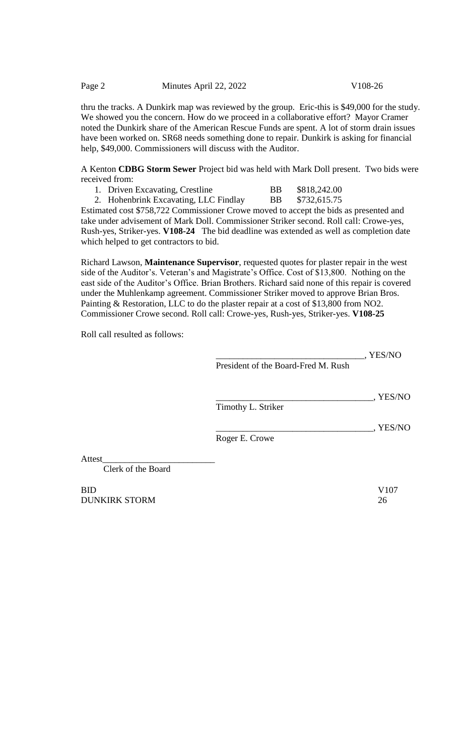thru the tracks. A Dunkirk map was reviewed by the group. Eric-this is $49,000 for the study. We showed you the concern. How do we proceed in a collaborative effort? Mayor Cramer noted the Dunkirk share of the American Rescue Funds are spent. A lot of storm drain issues have been worked on. SR68 needs something done to repair. Dunkirk is asking for financial help, $49,000. Commissioners will discuss with the Auditor.

A Kenton **CDBG Storm Sewer** Project bid was held with Mark Doll present. Two bids were received from:

1. Driven Excavating, Crestline BB $818,242.00
2. Hohenbrink Excavating, LLC Findlay BB $732,615.75

Estimated cost $758,722 Commissioner Crowe moved to accept the bids as presented and take under advisement of Mark Doll. Commissioner Striker second. Roll call: Crowe-yes, Rush-yes, Striker-yes. **V108-24** The bid deadline was extended as well as completion date which helped to get contractors to bid.

Richard Lawson, **Maintenance Supervisor**, requested quotes for plaster repair in the west side of the Auditor's. Veteran's and Magistrate's Office. Cost of $13,800. Nothing on the east side of the Auditor's Office. Brian Brothers. Richard said none of this repair is covered under the Muhlenkamp agreement. Commissioner Striker moved to approve Brian Bros. Painting & Restoration, LLC to do the plaster repair at a cost of $13,800 from NO2. Commissioner Crowe second. Roll call: Crowe-yes, Rush-yes, Striker-yes. **V108-25**

Roll call resulted as follows:

_________________________________, YES/NO
President of the Board-Fred M. Rush

_________________________________, YES/NO
Timothy L. Striker

_________________________________, YES/NO
Roger E. Crowe

Attest_________________________
Clerk of the Board

BID V107
DUNKIRK STORM 26